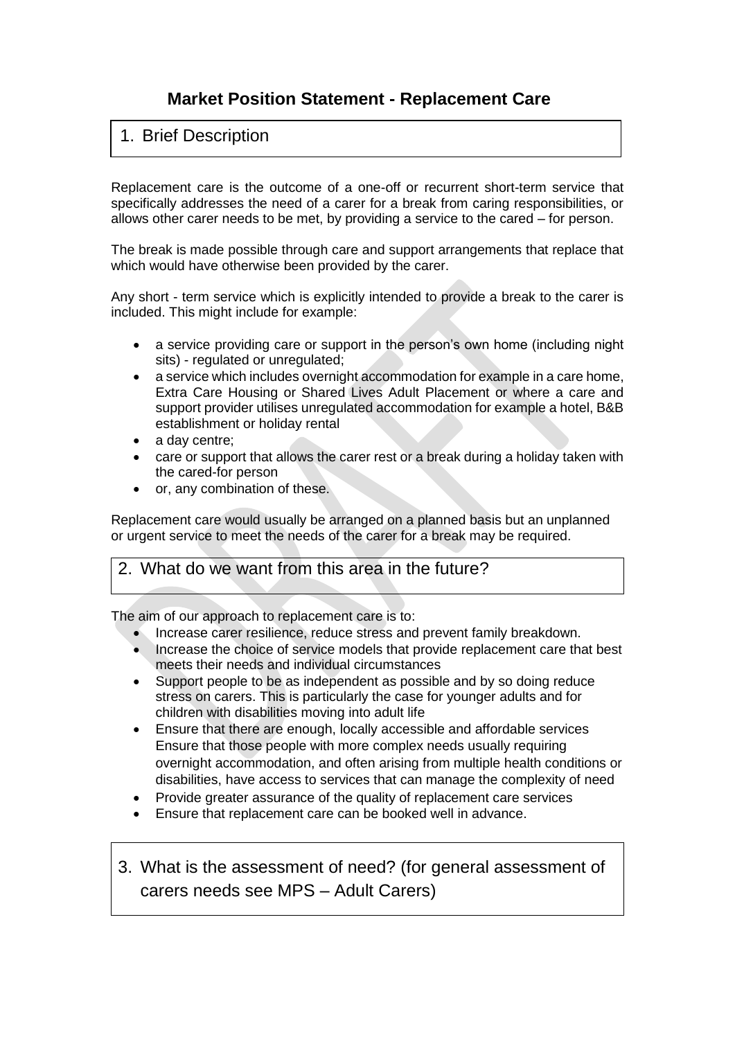# Market Position Statement - Replacement Care

## 1. Brief Description

Replacement care is the outcome of a one-off or recurrent short-term service that specifically addresses the need of a carer for a break from caring responsibilities, or allows other carer needs to be met, by providing a service to the cared – for person.

The break is made possible through care and support arrangements that replace that which would have otherwise been provided by the carer.

Any short - term service which is explicitly intended to provide a break to the carer is included. This might include for example:

- a service providing care or support in the person's own home (including night sits) - regulated or unregulated;
- a service which includes overnight accommodation for example in a care home, Extra Care Housing or Shared Lives Adult Placement or where a care and support provider utilises unregulated accommodation for example a hotel, B&B establishment or holiday rental
- a day centre;
- care or support that allows the carer rest or a break during a holiday taken with the cared-for person
- or, any combination of these.

Replacement care would usually be arranged on a planned basis but an unplanned or urgent service to meet the needs of the carer for a break may be required.

## 2. What do we want from this area in the future?

The aim of our approach to replacement care is to:

- Increase carer resilience, reduce stress and prevent family breakdown.
- Increase the choice of service models that provide replacement care that best meets their needs and individual circumstances
- Support people to be as independent as possible and by so doing reduce stress on carers. This is particularly the case for younger adults and for children with disabilities moving into adult life
- Ensure that there are enough, locally accessible and affordable services Ensure that those people with more complex needs usually requiring overnight accommodation, and often arising from multiple health conditions or disabilities, have access to services that can manage the complexity of need
- Provide greater assurance of the quality of replacement care services
- Ensure that replacement care can be booked well in advance.

## 3. What is the assessment of need? (for general assessment of carers needs see MPS – Adult Carers)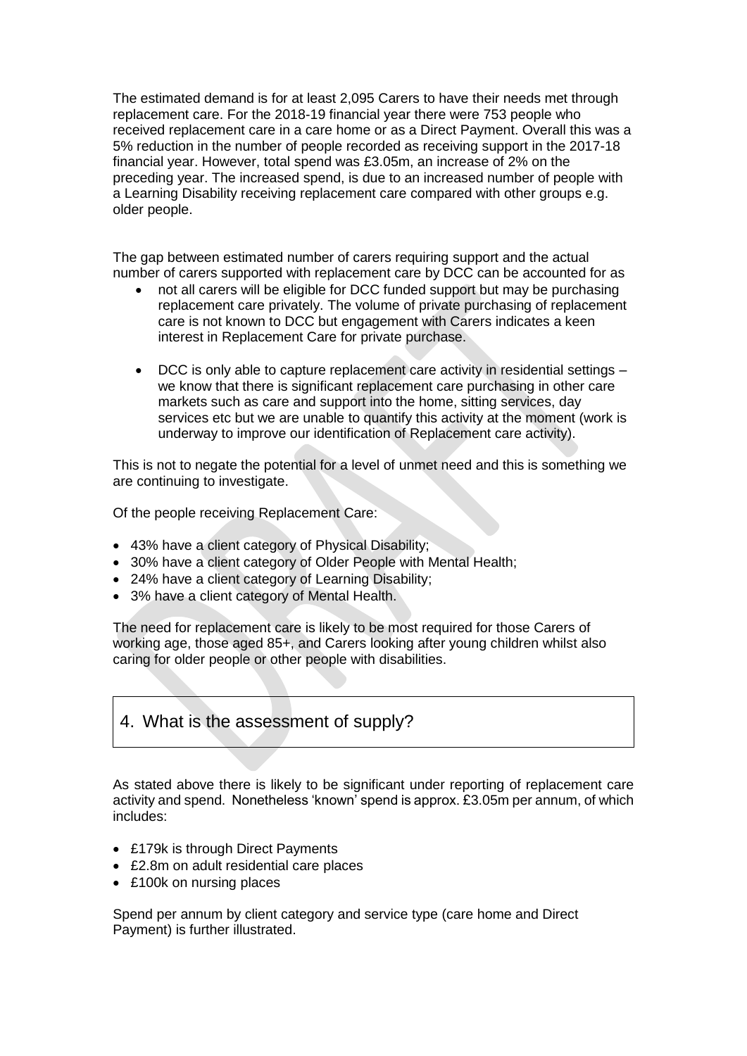The estimated demand is for at least 2,095 Carers to have their needs met through replacement care. For the 2018-19 financial year there were 753 people who received replacement care in a care home or as a Direct Payment. Overall this was a 5% reduction in the number of people recorded as receiving support in the 2017-18 financial year. However, total spend was £3.05m, an increase of 2% on the preceding year. The increased spend, is due to an increased number of people with a Learning Disability receiving replacement care compared with other groups e.g. older people.

The gap between estimated number of carers requiring support and the actual number of carers supported with replacement care by DCC can be accounted for as

- not all carers will be eligible for DCC funded support but may be purchasing replacement care privately. The volume of private purchasing of replacement care is not known to DCC but engagement with Carers indicates a keen interest in Replacement Care for private purchase.
- DCC is only able to capture replacement care activity in residential settings – we know that there is significant replacement care purchasing in other care markets such as care and support into the home, sitting services, day services etc but we are unable to quantify this activity at the moment (work is underway to improve our identification of Replacement care activity).

This is not to negate the potential for a level of unmet need and this is something we are continuing to investigate.

Of the people receiving Replacement Care:

- 43% have a client category of Physical Disability;
- 30% have a client category of Older People with Mental Health;
- 24% have a client category of Learning Disability;
- 3% have a client category of Mental Health.

The need for replacement care is likely to be most required for those Carers of working age, those aged 85+, and Carers looking after young children whilst also caring for older people or other people with disabilities.

## 4. What is the assessment of supply?

As stated above there is likely to be significant under reporting of replacement care activity and spend. Nonetheless 'known' spend is approx. £3.05m per annum, of which includes:

- £179k is through Direct Payments
- £2.8m on adult residential care places
- £100k on nursing places

Spend per annum by client category and service type (care home and Direct Payment) is further illustrated.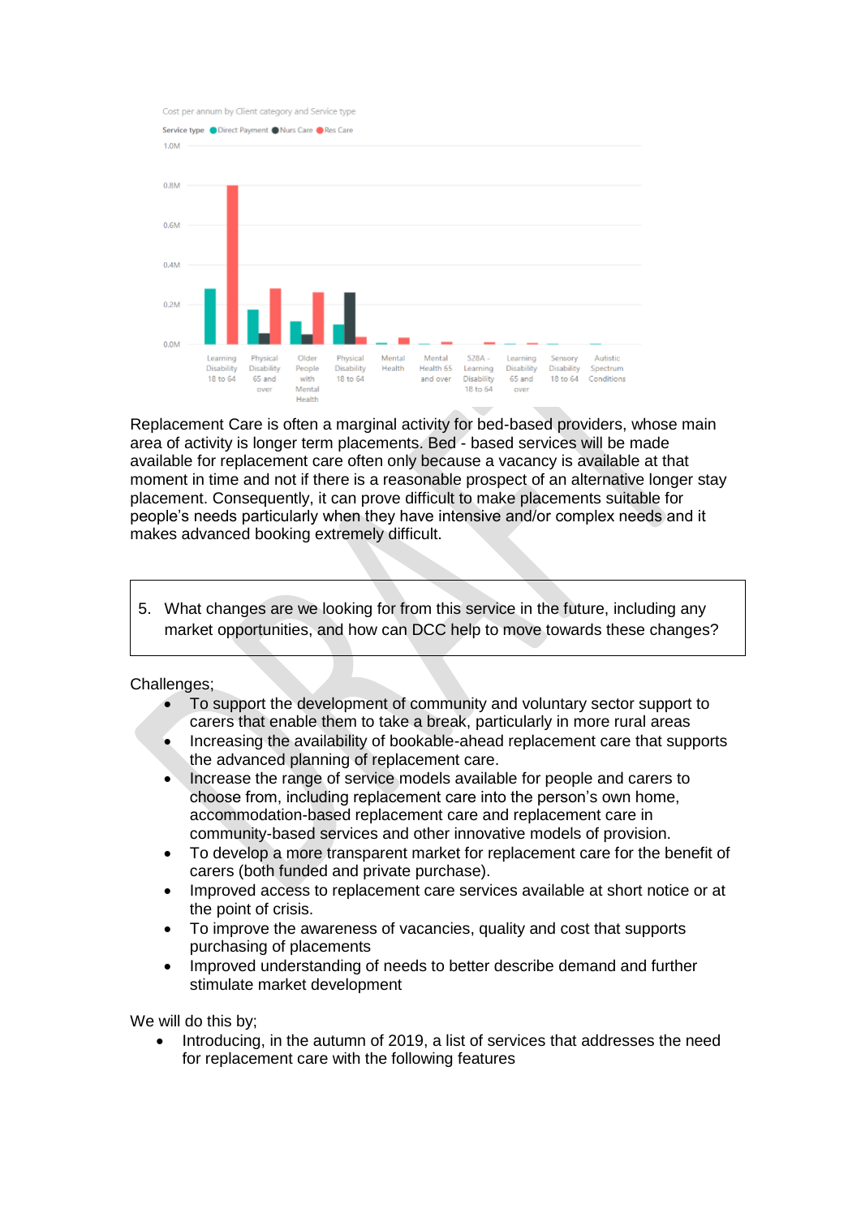Cost per annum by Client category and Service type

Service type ● Direct Payment ● Nurs Care ● Res Care

1.0M

0.8M

0.6M

0.4M

0.2M

0.0M

Learning Disability 18 to 64

Physical Disability 65 and over

Older People with Mental Health

Physical Disability 18 to 64

Mental Health

Mental Health 65 and over

S28A - Learning Disability 18 to 64

Learning Disability 65 and over

Sensory Disability 18 to 64

Autistic Spectrum Conditions

Replacement Care is often a marginal activity for bed-based providers, whose main area of activity is longer term placements. Bed - based services will be made available for replacement care often only because a vacancy is available at that moment in time and not if there is a reasonable prospect of an alternative longer stay placement. Consequently, it can prove difficult to make placements suitable for people's needs particularly when they have intensive and/or complex needs and it makes advanced booking extremely difficult.

5. What changes are we looking for from this service in the future, including any market opportunities, and how can DCC help to move towards these changes?

Challenges;

- To support the development of community and voluntary sector support to carers that enable them to take a break, particularly in more rural areas
- Increasing the availability of bookable-ahead replacement care that supports the advanced planning of replacement care.
- Increase the range of service models available for people and carers to choose from, including replacement care into the person's own home, accommodation-based replacement care and replacement care in community-based services and other innovative models of provision.
- To develop a more transparent market for replacement care for the benefit of carers (both funded and private purchase).
- Improved access to replacement care services available at short notice or at the point of crisis.
- To improve the awareness of vacancies, quality and cost that supports purchasing of placements
- Improved understanding of needs to better describe demand and further stimulate market development

We will do this by;

- Introducing, in the autumn of 2019, a list of services that addresses the need for replacement care with the following features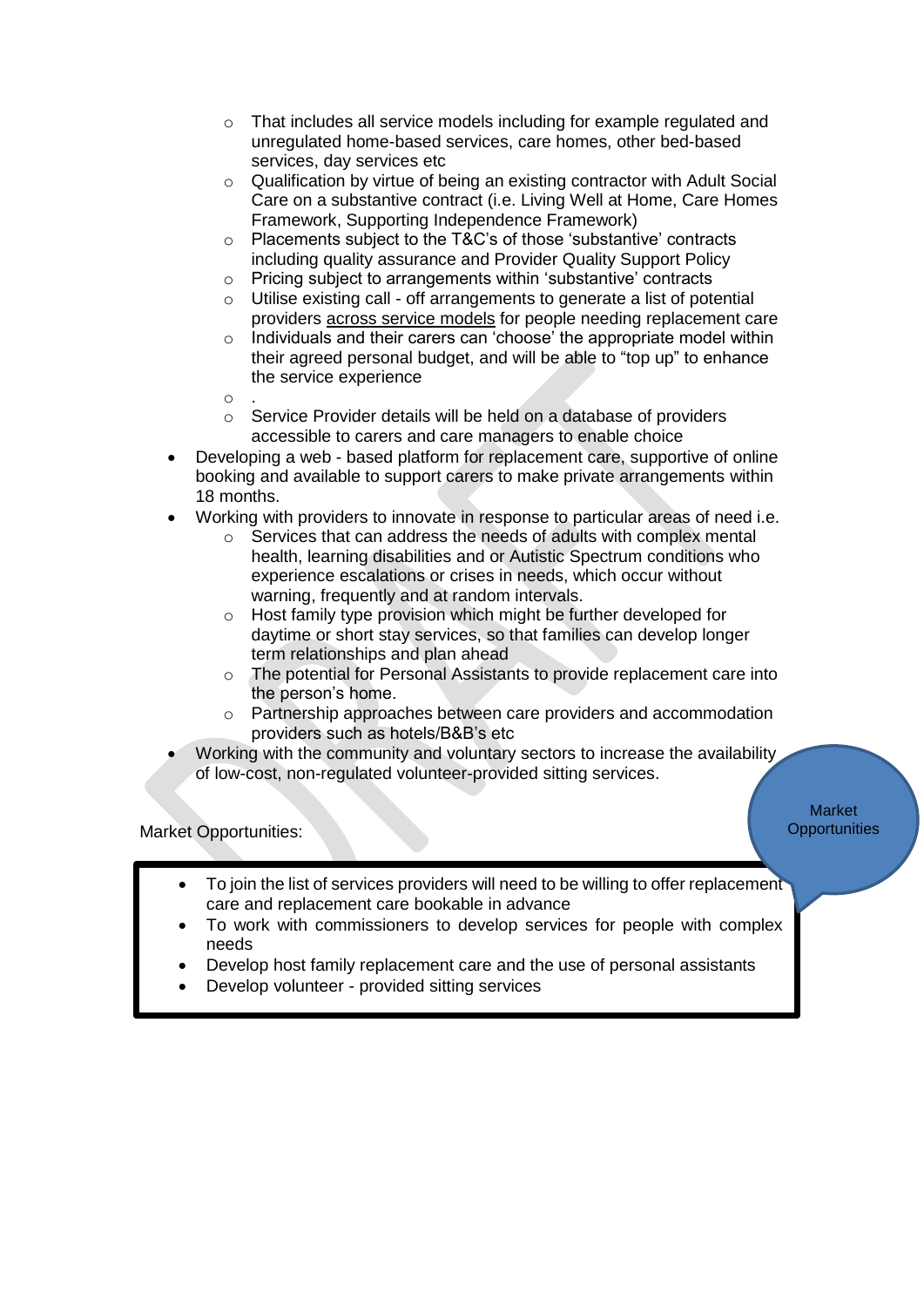- That includes all service models including for example regulated and unregulated home-based services, care homes, other bed-based services, day services etc
  - Qualification by virtue of being an existing contractor with Adult Social Care on a substantive contract (i.e. Living Well at Home, Care Homes Framework, Supporting Independence Framework)
  - Placements subject to the T&C's of those 'substantive' contracts including quality assurance and Provider Quality Support Policy
  - Pricing subject to arrangements within 'substantive' contracts
  - Utilise existing call - off arrangements to generate a list of potential providers across service models for people needing replacement care
  - Individuals and their carers can 'choose' the appropriate model within their agreed personal budget, and will be able to "top up" to enhance the service experience
  - .
  - Service Provider details will be held on a database of providers accessible to carers and care managers to enable choice
- Developing a web - based platform for replacement care, supportive of online booking and available to support carers to make private arrangements within 18 months.
- Working with providers to innovate in response to particular areas of need i.e.
  - Services that can address the needs of adults with complex mental health, learning disabilities and or Autistic Spectrum conditions who experience escalations or crises in needs, which occur without warning, frequently and at random intervals.
  - Host family type provision which might be further developed for daytime or short stay services, so that families can develop longer term relationships and plan ahead
  - The potential for Personal Assistants to provide replacement care into the person's home.
  - Partnership approaches between care providers and accommodation providers such as hotels/B&B's etc
- Working with the community and voluntary sectors to increase the availability of low-cost, non-regulated volunteer-provided sitting services.

Market Opportunities:

Market Opportunities

- To join the list of services providers will need to be willing to offer replacement care and replacement care bookable in advance
- To work with commissioners to develop services for people with complex needs
- Develop host family replacement care and the use of personal assistants
- Develop volunteer - provided sitting services